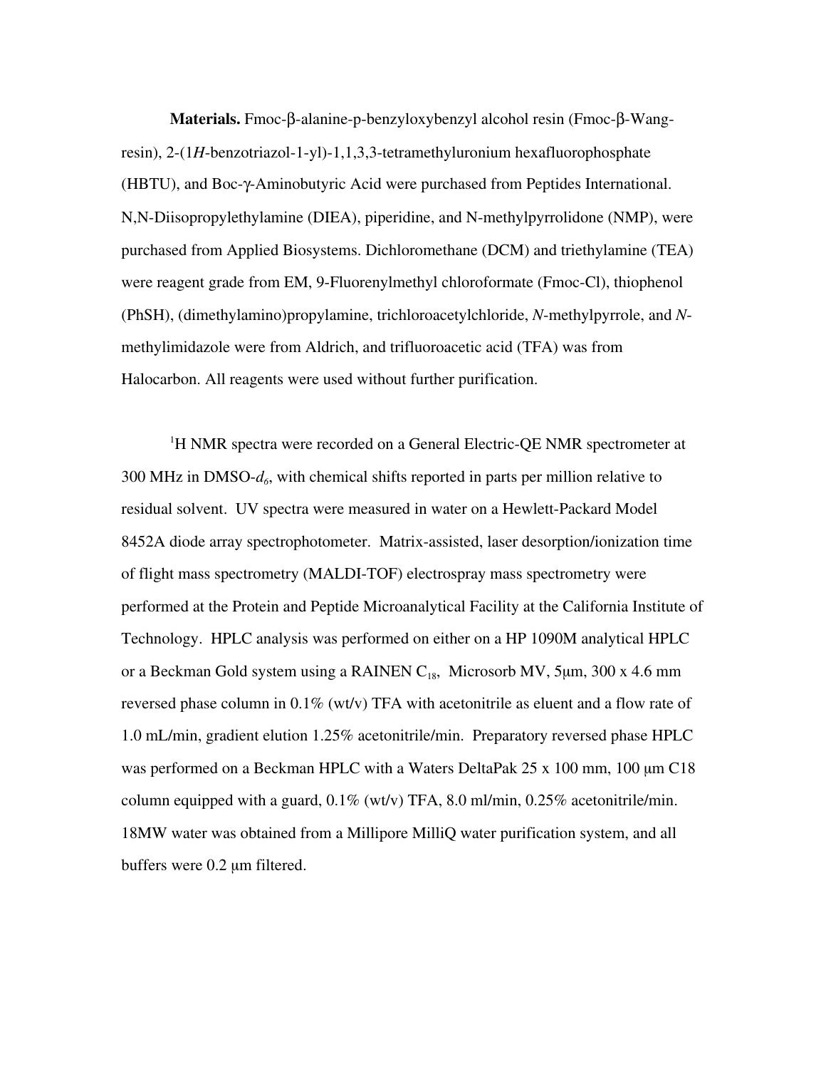**Materials.** Fmoc-β-alanine-p-benzyloxybenzyl alcohol resin (Fmoc-β-Wang-resin), 2-(1*H*-benzotriazol-1-yl)-1,1,3,3-tetramethyluronium hexafluorophosphate (HBTU), and Boc-γ-Aminobutyric Acid were purchased from Peptides International. N,N-Diisopropylethylamine (DIEA), piperidine, and N-methylpyrrolidone (NMP), were purchased from Applied Biosystems. Dichloromethane (DCM) and triethylamine (TEA) were reagent grade from EM, 9-Fluorenylmethyl chloroformate (Fmoc-Cl), thiophenol (PhSH), (dimethylamino)propylamine, trichloroacetylchloride, *N*-methylpyrrole, and *N*-methylimidazole were from Aldrich, and trifluoroacetic acid (TFA) was from Halocarbon. All reagents were used without further purification.

$^1$H NMR spectra were recorded on a General Electric-QE NMR spectrometer at 300 MHz in DMSO-$d_6$, with chemical shifts reported in parts per million relative to residual solvent. UV spectra were measured in water on a Hewlett-Packard Model 8452A diode array spectrophotometer. Matrix-assisted, laser desorption/ionization time of flight mass spectrometry (MALDI-TOF) electrospray mass spectrometry were performed at the Protein and Peptide Microanalytical Facility at the California Institute of Technology. HPLC analysis was performed on either on a HP 1090M analytical HPLC or a Beckman Gold system using a RAINEN $C_{18}$, Microsorb MV, 5μm, 300 x 4.6 mm reversed phase column in 0.1% (wt/v) TFA with acetonitrile as eluent and a flow rate of 1.0 mL/min, gradient elution 1.25% acetonitrile/min. Preparatory reversed phase HPLC was performed on a Beckman HPLC with a Waters DeltaPak 25 x 100 mm, 100 μm C18 column equipped with a guard, 0.1% (wt/v) TFA, 8.0 ml/min, 0.25% acetonitrile/min. 18MW water was obtained from a Millipore MilliQ water purification system, and all buffers were 0.2 μm filtered.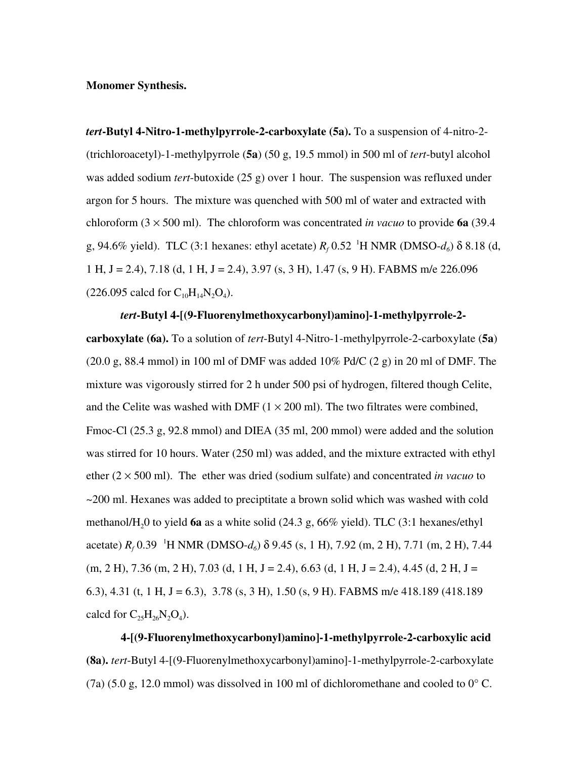**Monomer Synthesis.**

***tert*-Butyl 4-Nitro-1-methylpyrrole-2-carboxylate (5a).** To a suspension of 4-nitro-2-(trichloroacetyl)-1-methylpyrrole (**5a**) (50 g, 19.5 mmol) in 500 ml of *tert*-butyl alcohol was added sodium *tert*-butoxide (25 g) over 1 hour. The suspension was refluxed under argon for 5 hours. The mixture was quenched with 500 ml of water and extracted with chloroform (3 × 500 ml). The chloroform was concentrated *in vacuo* to provide **6a** (39.4 g, 94.6% yield). TLC (3:1 hexanes: ethyl acetate) $R_f$ 0.52 $^1$H NMR (DMSO-$d_6$) δ 8.18 (d, 1 H, J = 2.4), 7.18 (d, 1 H, J = 2.4), 3.97 (s, 3 H), 1.47 (s, 9 H). FABMS m/e 226.096 (226.095 calcd for $C_{10}H_{14}N_2O_4$).

***tert*-Butyl 4-[(9-Fluorenylmethoxycarbonyl)amino]-1-methylpyrrole-2-carboxylate (6a).** To a solution of *tert*-Butyl 4-Nitro-1-methylpyrrole-2-carboxylate (**5a**) (20.0 g, 88.4 mmol) in 100 ml of DMF was added 10% Pd/C (2 g) in 20 ml of DMF. The mixture was vigorously stirred for 2 h under 500 psi of hydrogen, filtered though Celite, and the Celite was washed with DMF (1 × 200 ml). The two filtrates were combined, Fmoc-Cl (25.3 g, 92.8 mmol) and DIEA (35 ml, 200 mmol) were added and the solution was stirred for 10 hours. Water (250 ml) was added, and the mixture extracted with ethyl ether (2 × 500 ml). The ether was dried (sodium sulfate) and concentrated *in vacuo* to ~200 ml. Hexanes was added to preciptitate a brown solid which was washed with cold methanol/$H_2$0 to yield **6a** as a white solid (24.3 g, 66% yield). TLC (3:1 hexanes/ethyl acetate) $R_f$ 0.39 $^1$H NMR (DMSO-$d_6$) δ 9.45 (s, 1 H), 7.92 (m, 2 H), 7.71 (m, 2 H), 7.44 (m, 2 H), 7.36 (m, 2 H), 7.03 (d, 1 H, J = 2.4), 6.63 (d, 1 H, J = 2.4), 4.45 (d, 2 H, J = 6.3), 4.31 (t, 1 H, J = 6.3), 3.78 (s, 3 H), 1.50 (s, 9 H). FABMS m/e 418.189 (418.189 calcd for $C_{25}H_{26}N_2O_4$).

**4-[(9-Fluorenylmethoxycarbonyl)amino]-1-methylpyrrole-2-carboxylic acid (8a).** *tert*-Butyl 4-[(9-Fluorenylmethoxycarbonyl)amino]-1-methylpyrrole-2-carboxylate (7a) (5.0 g, 12.0 mmol) was dissolved in 100 ml of dichloromethane and cooled to 0° C.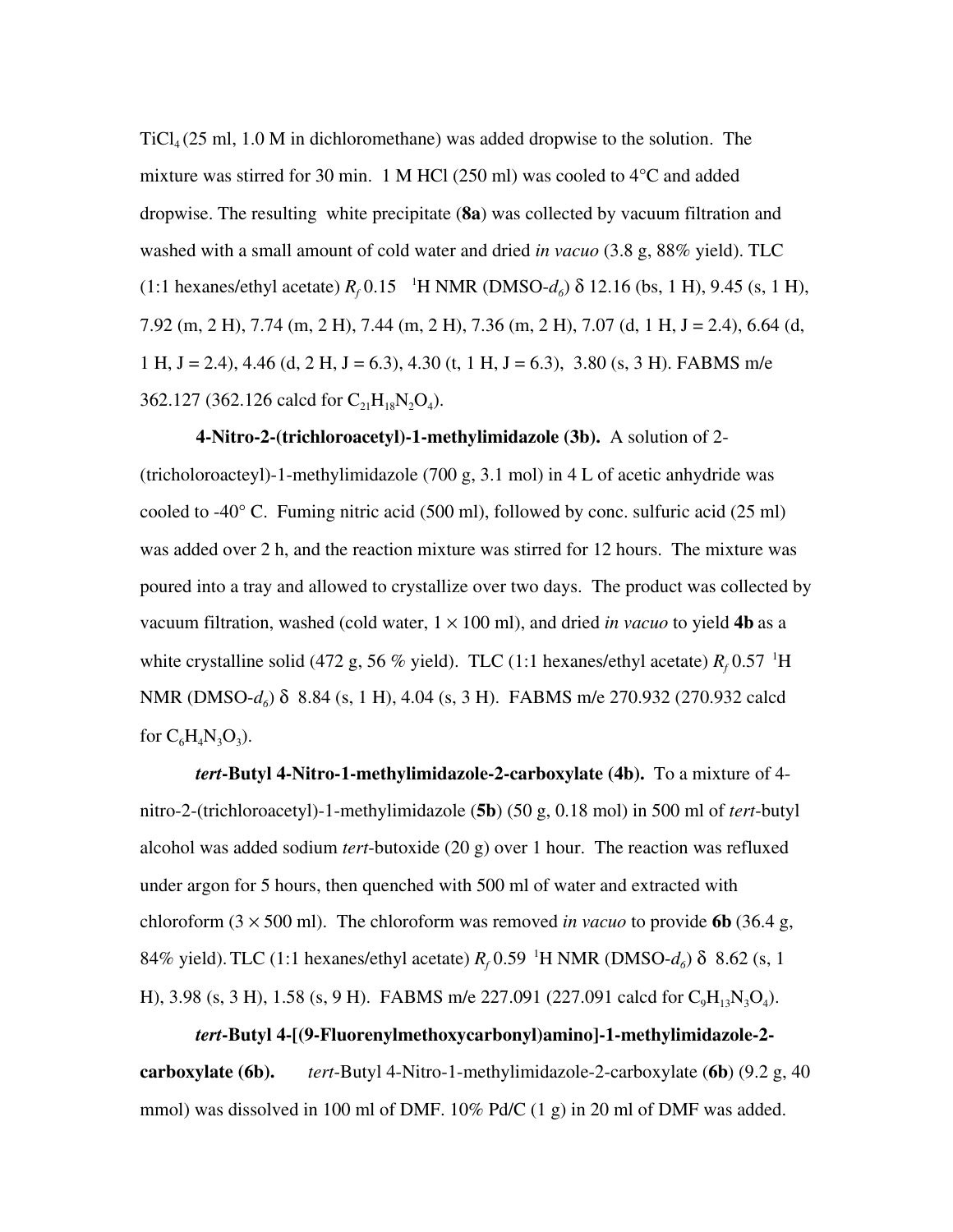$TiCl_4$ (25 ml, 1.0 M in dichloromethane) was added dropwise to the solution. The mixture was stirred for 30 min. 1 M HCl (250 ml) was cooled to 4°C and added dropwise. The resulting white precipitate (**8a**) was collected by vacuum filtration and washed with a small amount of cold water and dried *in vacuo* (3.8 g, 88% yield). TLC (1:1 hexanes/ethyl acetate) $R_f$ 0.15 $^1$H NMR (DMSO-$d_6$) δ 12.16 (bs, 1 H), 9.45 (s, 1 H), 7.92 (m, 2 H), 7.74 (m, 2 H), 7.44 (m, 2 H), 7.36 (m, 2 H), 7.07 (d, 1 H, J = 2.4), 6.64 (d, 1 H, J = 2.4), 4.46 (d, 2 H, J = 6.3), 4.30 (t, 1 H, J = 6.3), 3.80 (s, 3 H). FABMS m/e 362.127 (362.126 calcd for $C_{21}H_{18}N_2O_4$).

**4-Nitro-2-(trichloroacetyl)-1-methylimidazole (3b).** A solution of 2-(tricholoroacteyl)-1-methylimidazole (700 g, 3.1 mol) in 4 L of acetic anhydride was cooled to -40° C. Fuming nitric acid (500 ml), followed by conc. sulfuric acid (25 ml) was added over 2 h, and the reaction mixture was stirred for 12 hours. The mixture was poured into a tray and allowed to crystallize over two days. The product was collected by vacuum filtration, washed (cold water, 1 × 100 ml), and dried *in vacuo* to yield **4b** as a white crystalline solid (472 g, 56 % yield). TLC (1:1 hexanes/ethyl acetate) $R_f$ 0.57 $^1$H NMR (DMSO-$d_6$) δ 8.84 (s, 1 H), 4.04 (s, 3 H). FABMS m/e 270.932 (270.932 calcd for $C_6H_4N_3O_3$).

***tert*-Butyl 4-Nitro-1-methylimidazole-2-carboxylate (4b).** To a mixture of 4-nitro-2-(trichloroacetyl)-1-methylimidazole (**5b**) (50 g, 0.18 mol) in 500 ml of *tert*-butyl alcohol was added sodium *tert*-butoxide (20 g) over 1 hour. The reaction was refluxed under argon for 5 hours, then quenched with 500 ml of water and extracted with chloroform (3 × 500 ml). The chloroform was removed *in vacuo* to provide **6b** (36.4 g, 84% yield). TLC (1:1 hexanes/ethyl acetate) $R_f$ 0.59 $^1$H NMR (DMSO-$d_6$) δ 8.62 (s, 1 H), 3.98 (s, 3 H), 1.58 (s, 9 H). FABMS m/e 227.091 (227.091 calcd for $C_9H_{13}N_3O_4$).

***tert*-Butyl 4-[(9-Fluorenylmethoxycarbonyl)amino]-1-methylimidazole-2-carboxylate (6b).** *tert*-Butyl 4-Nitro-1-methylimidazole-2-carboxylate (**6b**) (9.2 g, 40 mmol) was dissolved in 100 ml of DMF. 10% Pd/C (1 g) in 20 ml of DMF was added.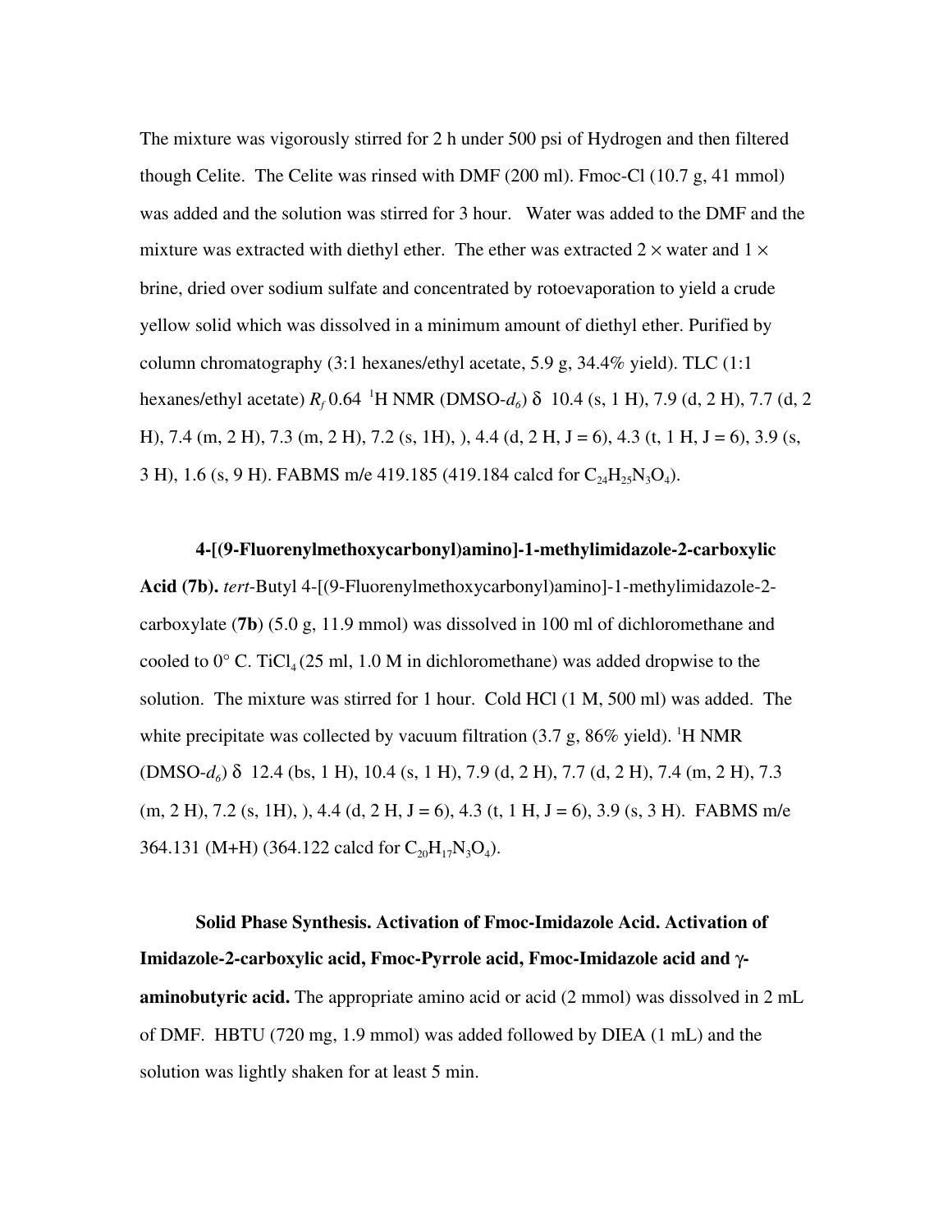The mixture was vigorously stirred for 2 h under 500 psi of Hydrogen and then filtered though Celite. The Celite was rinsed with DMF (200 ml). Fmoc-Cl (10.7 g, 41 mmol) was added and the solution was stirred for 3 hour. Water was added to the DMF and the mixture was extracted with diethyl ether. The ether was extracted 2 × water and 1 × brine, dried over sodium sulfate and concentrated by rotoevaporation to yield a crude yellow solid which was dissolved in a minimum amount of diethyl ether. Purified by column chromatography (3:1 hexanes/ethyl acetate, 5.9 g, 34.4% yield). TLC (1:1 hexanes/ethyl acetate) $R_f$ 0.64 $^1$H NMR (DMSO-$d_6$) δ 10.4 (s, 1 H), 7.9 (d, 2 H), 7.7 (d, 2 H), 7.4 (m, 2 H), 7.3 (m, 2 H), 7.2 (s, 1H), ), 4.4 (d, 2 H, J = 6), 4.3 (t, 1 H, J = 6), 3.9 (s, 3 H), 1.6 (s, 9 H). FABMS m/e 419.185 (419.184 calcd for $C_{24}H_{25}N_3O_4$).

**4-[(9-Fluorenylmethoxycarbonyl)amino]-1-methylimidazole-2-carboxylic Acid (7b).** *tert*-Butyl 4-[(9-Fluorenylmethoxycarbonyl)amino]-1-methylimidazole-2-carboxylate (**7b**) (5.0 g, 11.9 mmol) was dissolved in 100 ml of dichloromethane and cooled to 0° C. $TiCl_4$ (25 ml, 1.0 M in dichloromethane) was added dropwise to the solution. The mixture was stirred for 1 hour. Cold HCl (1 M, 500 ml) was added. The white precipitate was collected by vacuum filtration (3.7 g, 86% yield). $^1$H NMR (DMSO-$d_6$) δ 12.4 (bs, 1 H), 10.4 (s, 1 H), 7.9 (d, 2 H), 7.7 (d, 2 H), 7.4 (m, 2 H), 7.3 (m, 2 H), 7.2 (s, 1H), ), 4.4 (d, 2 H, J = 6), 4.3 (t, 1 H, J = 6), 3.9 (s, 3 H). FABMS m/e 364.131 (M+H) (364.122 calcd for $C_{20}H_{17}N_3O_4$).

**Solid Phase Synthesis. Activation of Fmoc-Imidazole Acid. Activation of Imidazole-2-carboxylic acid, Fmoc-Pyrrole acid, Fmoc-Imidazole acid and γ-aminobutyric acid.** The appropriate amino acid or acid (2 mmol) was dissolved in 2 mL of DMF. HBTU (720 mg, 1.9 mmol) was added followed by DIEA (1 mL) and the solution was lightly shaken for at least 5 min.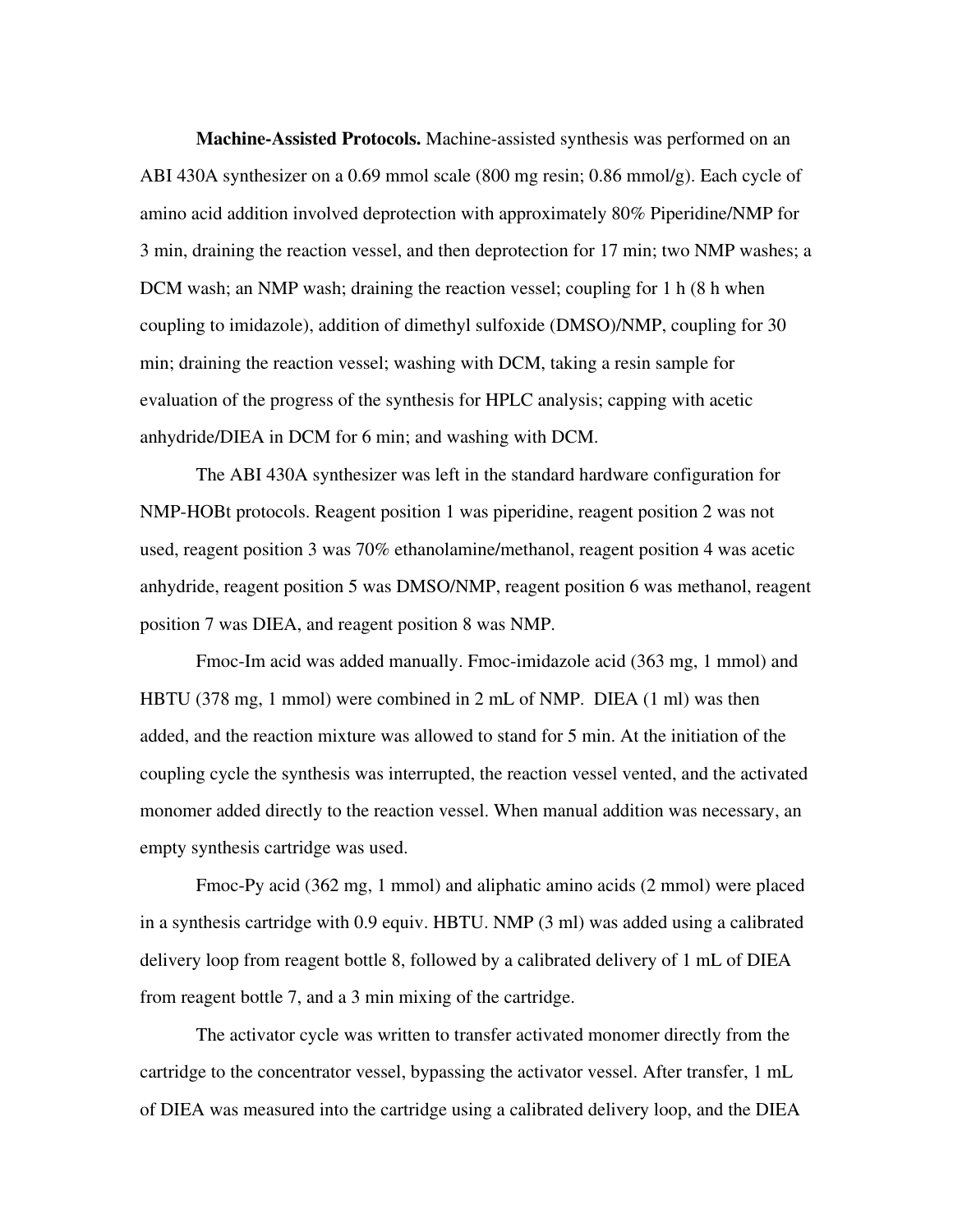**Machine-Assisted Protocols.** Machine-assisted synthesis was performed on an ABI 430A synthesizer on a 0.69 mmol scale (800 mg resin; 0.86 mmol/g). Each cycle of amino acid addition involved deprotection with approximately 80% Piperidine/NMP for 3 min, draining the reaction vessel, and then deprotection for 17 min; two NMP washes; a DCM wash; an NMP wash; draining the reaction vessel; coupling for 1 h (8 h when coupling to imidazole), addition of dimethyl sulfoxide (DMSO)/NMP, coupling for 30 min; draining the reaction vessel; washing with DCM, taking a resin sample for evaluation of the progress of the synthesis for HPLC analysis; capping with acetic anhydride/DIEA in DCM for 6 min; and washing with DCM.

The ABI 430A synthesizer was left in the standard hardware configuration for NMP-HOBt protocols. Reagent position 1 was piperidine, reagent position 2 was not used, reagent position 3 was 70% ethanolamine/methanol, reagent position 4 was acetic anhydride, reagent position 5 was DMSO/NMP, reagent position 6 was methanol, reagent position 7 was DIEA, and reagent position 8 was NMP.

Fmoc-Im acid was added manually. Fmoc-imidazole acid (363 mg, 1 mmol) and HBTU (378 mg, 1 mmol) were combined in 2 mL of NMP. DIEA (1 ml) was then added, and the reaction mixture was allowed to stand for 5 min. At the initiation of the coupling cycle the synthesis was interrupted, the reaction vessel vented, and the activated monomer added directly to the reaction vessel. When manual addition was necessary, an empty synthesis cartridge was used.

Fmoc-Py acid (362 mg, 1 mmol) and aliphatic amino acids (2 mmol) were placed in a synthesis cartridge with 0.9 equiv. HBTU. NMP (3 ml) was added using a calibrated delivery loop from reagent bottle 8, followed by a calibrated delivery of 1 mL of DIEA from reagent bottle 7, and a 3 min mixing of the cartridge.

The activator cycle was written to transfer activated monomer directly from the cartridge to the concentrator vessel, bypassing the activator vessel. After transfer, 1 mL of DIEA was measured into the cartridge using a calibrated delivery loop, and the DIEA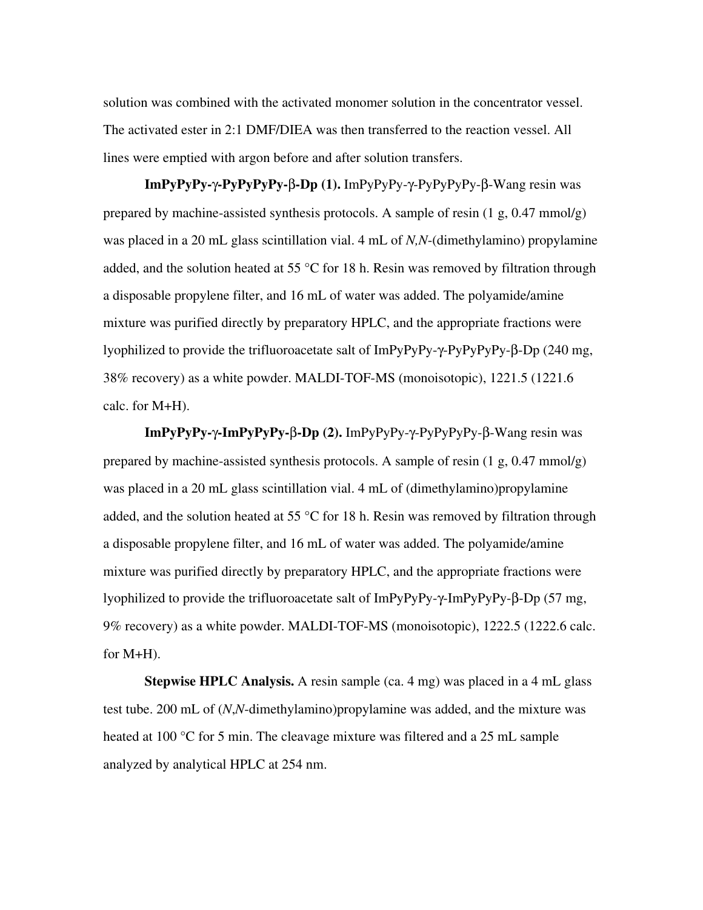solution was combined with the activated monomer solution in the concentrator vessel. The activated ester in 2:1 DMF/DIEA was then transferred to the reaction vessel. All lines were emptied with argon before and after solution transfers.

**ImPyPyPy-γ-PyPyPyPy-β-Dp (1).** ImPyPyPy-γ-PyPyPyPy-β-Wang resin was prepared by machine-assisted synthesis protocols. A sample of resin (1 g, 0.47 mmol/g) was placed in a 20 mL glass scintillation vial. 4 mL of *N,N*-(dimethylamino) propylamine added, and the solution heated at 55 °C for 18 h. Resin was removed by filtration through a disposable propylene filter, and 16 mL of water was added. The polyamide/amine mixture was purified directly by preparatory HPLC, and the appropriate fractions were lyophilized to provide the trifluoroacetate salt of ImPyPyPy-γ-PyPyPyPy-β-Dp (240 mg, 38% recovery) as a white powder. MALDI-TOF-MS (monoisotopic), 1221.5 (1221.6 calc. for M+H).

**ImPyPyPy-γ-ImPyPyPy-β-Dp (2).** ImPyPyPy-γ-PyPyPyPy-β-Wang resin was prepared by machine-assisted synthesis protocols. A sample of resin (1 g, 0.47 mmol/g) was placed in a 20 mL glass scintillation vial. 4 mL of (dimethylamino)propylamine added, and the solution heated at 55 °C for 18 h. Resin was removed by filtration through a disposable propylene filter, and 16 mL of water was added. The polyamide/amine mixture was purified directly by preparatory HPLC, and the appropriate fractions were lyophilized to provide the trifluoroacetate salt of ImPyPyPy-γ-ImPyPyPy-β-Dp (57 mg, 9% recovery) as a white powder. MALDI-TOF-MS (monoisotopic), 1222.5 (1222.6 calc. for M+H).

**Stepwise HPLC Analysis.** A resin sample (ca. 4 mg) was placed in a 4 mL glass test tube. 200 mL of (*N*,*N*-dimethylamino)propylamine was added, and the mixture was heated at 100 °C for 5 min. The cleavage mixture was filtered and a 25 mL sample analyzed by analytical HPLC at 254 nm.